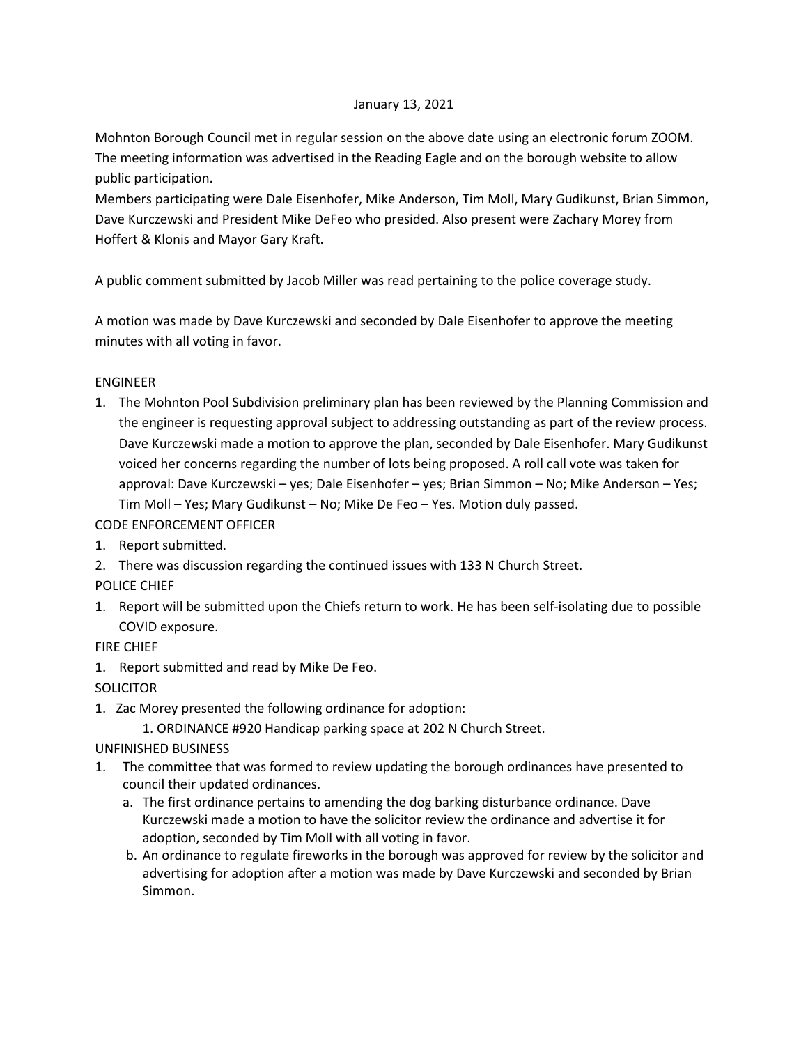January 13, 2021

Mohnton Borough Council met in regular session on the above date using an electronic forum ZOOM. The meeting information was advertised in the Reading Eagle and on the borough website to allow public participation.

Members participating were Dale Eisenhofer, Mike Anderson, Tim Moll, Mary Gudikunst, Brian Simmon, Dave Kurczewski and President Mike DeFeo who presided. Also present were Zachary Morey from Hoffert & Klonis and Mayor Gary Kraft.

A public comment submitted by Jacob Miller was read pertaining to the police coverage study.

A motion was made by Dave Kurczewski and seconded by Dale Eisenhofer to approve the meeting minutes with all voting in favor.

ENGINEER

1. The Mohnton Pool Subdivision preliminary plan has been reviewed by the Planning Commission and the engineer is requesting approval subject to addressing outstanding as part of the review process. Dave Kurczewski made a motion to approve the plan, seconded by Dale Eisenhofer. Mary Gudikunst voiced her concerns regarding the number of lots being proposed. A roll call vote was taken for approval: Dave Kurczewski – yes; Dale Eisenhofer – yes; Brian Simmon – No; Mike Anderson – Yes; Tim Moll – Yes; Mary Gudikunst – No; Mike De Feo – Yes. Motion duly passed.

CODE ENFORCEMENT OFFICER

1. Report submitted.
2. There was discussion regarding the continued issues with 133 N Church Street.

POLICE CHIEF

1. Report will be submitted upon the Chiefs return to work. He has been self-isolating due to possible COVID exposure.

FIRE CHIEF

1. Report submitted and read by Mike De Feo.

SOLICITOR

1. Zac Morey presented the following ordinance for adoption:
   1. ORDINANCE #920 Handicap parking space at 202 N Church Street.

UNFINISHED BUSINESS

1. The committee that was formed to review updating the borough ordinances have presented to council their updated ordinances.
   a. The first ordinance pertains to amending the dog barking disturbance ordinance. Dave Kurczewski made a motion to have the solicitor review the ordinance and advertise it for adoption, seconded by Tim Moll with all voting in favor.
   b. An ordinance to regulate fireworks in the borough was approved for review by the solicitor and advertising for adoption after a motion was made by Dave Kurczewski and seconded by Brian Simmon.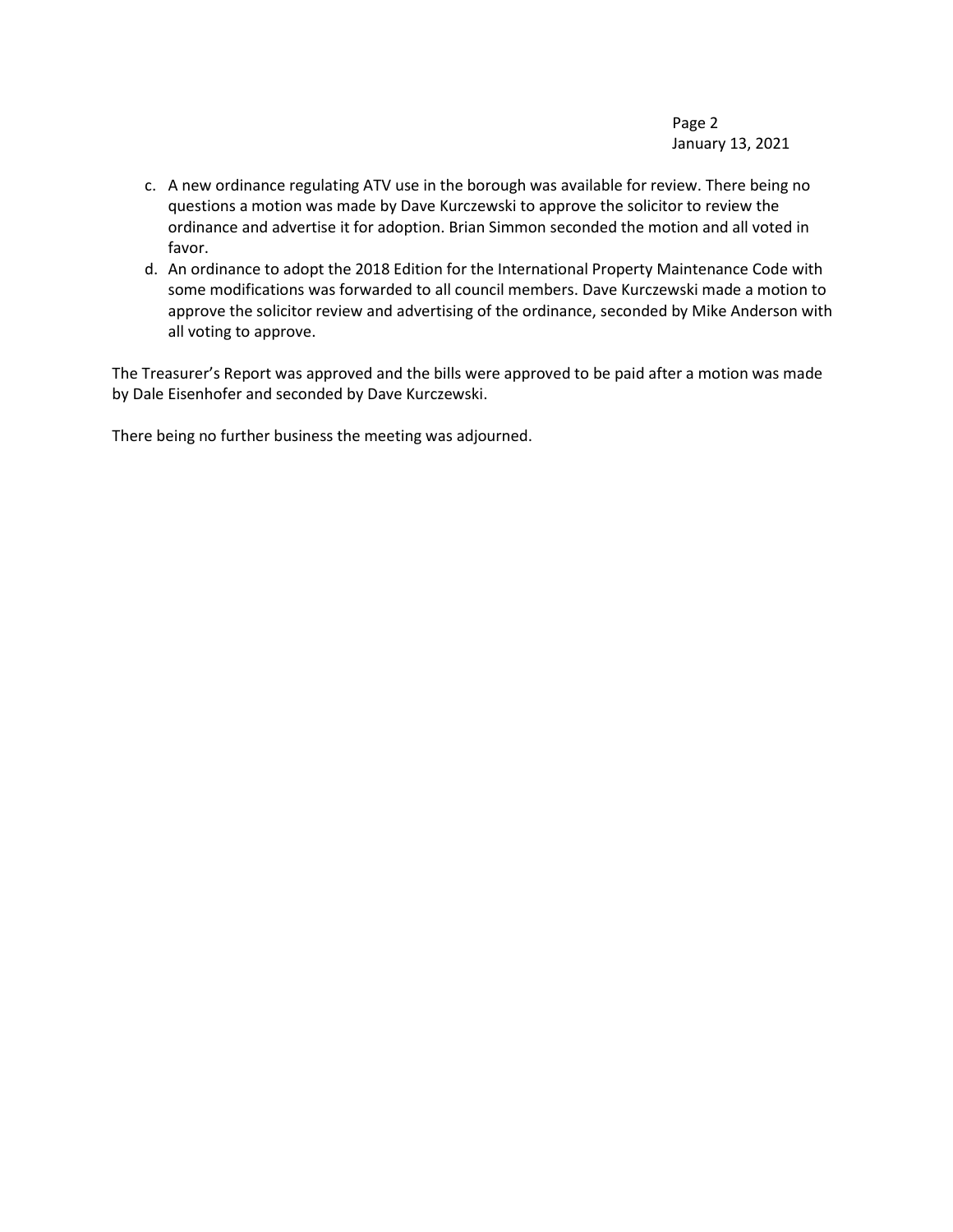c. A new ordinance regulating ATV use in the borough was available for review. There being no questions a motion was made by Dave Kurczewski to approve the solicitor to review the ordinance and advertise it for adoption. Brian Simmon seconded the motion and all voted in favor.
d. An ordinance to adopt the 2018 Edition for the International Property Maintenance Code with some modifications was forwarded to all council members. Dave Kurczewski made a motion to approve the solicitor review and advertising of the ordinance, seconded by Mike Anderson with all voting to approve.

The Treasurer's Report was approved and the bills were approved to be paid after a motion was made by Dale Eisenhofer and seconded by Dave Kurczewski.

There being no further business the meeting was adjourned.